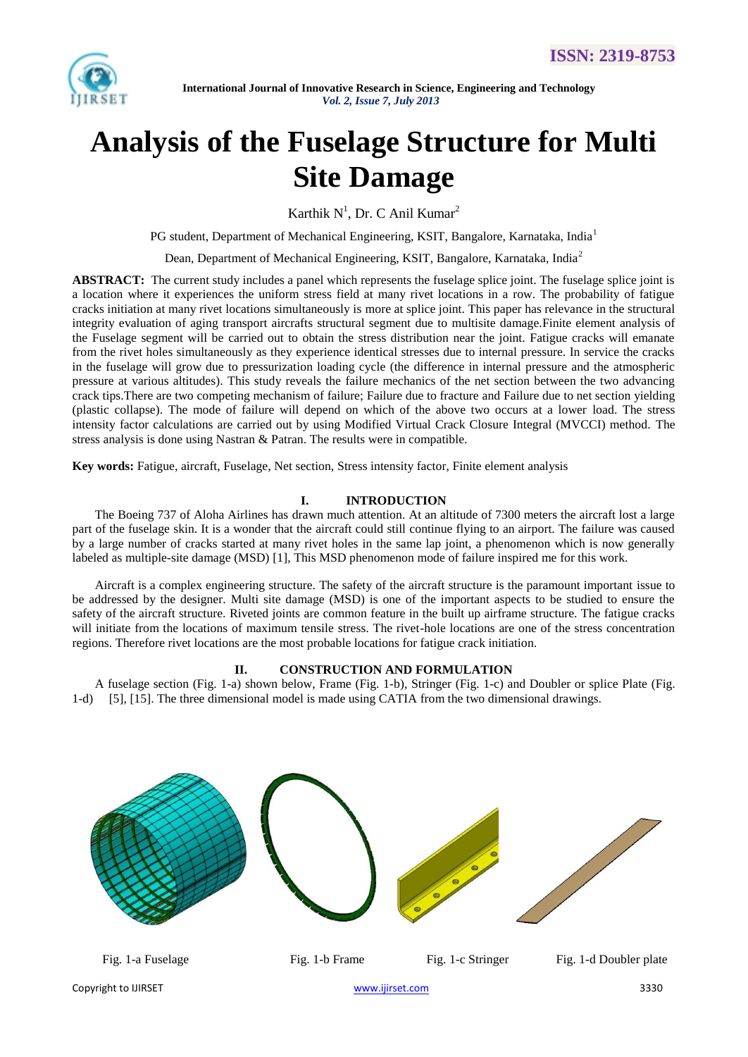# Analysis of the Fuselage Structure for Multi Site Damage

Karthik N[1], Dr. C Anil Kumar[2]

PG student, Department of Mechanical Engineering, KSIT, Bangalore, Karnataka, India[1]

Dean, Department of Mechanical Engineering, KSIT, Bangalore, Karnataka, India[2]

**ABSTRACT:** The current study includes a panel which represents the fuselage splice joint. The fuselage splice joint is a location where it experiences the uniform stress field at many rivet locations in a row. The probability of fatigue cracks initiation at many rivet locations simultaneously is more at splice joint. This paper has relevance in the structural integrity evaluation of aging transport aircrafts structural segment due to multisite damage.Finite element analysis of the Fuselage segment will be carried out to obtain the stress distribution near the joint. Fatigue cracks will emanate from the rivet holes simultaneously as they experience identical stresses due to internal pressure. In service the cracks in the fuselage will grow due to pressurization loading cycle (the difference in internal pressure and the atmospheric pressure at various altitudes). This study reveals the failure mechanics of the net section between the two advancing crack tips.There are two competing mechanism of failure; Failure due to fracture and Failure due to net section yielding (plastic collapse). The mode of failure will depend on which of the above two occurs at a lower load. The stress intensity factor calculations are carried out by using Modified Virtual Crack Closure Integral (MVCCI) method. The stress analysis is done using Nastran & Patran. The results were in compatible.

**Key words:** Fatigue, aircraft, Fuselage, Net section, Stress intensity factor, Finite element analysis

## I. INTRODUCTION

The Boeing 737 of Aloha Airlines has drawn much attention. At an altitude of 7300 meters the aircraft lost a large part of the fuselage skin. It is a wonder that the aircraft could still continue flying to an airport. The failure was caused by a large number of cracks started at many rivet holes in the same lap joint, a phenomenon which is now generally labeled as multiple-site damage (MSD) [1], This MSD phenomenon mode of failure inspired me for this work.

Aircraft is a complex engineering structure. The safety of the aircraft structure is the paramount important issue to be addressed by the designer. Multi site damage (MSD) is one of the important aspects to be studied to ensure the safety of the aircraft structure. Riveted joints are common feature in the built up airframe structure. The fatigue cracks will initiate from the locations of maximum tensile stress. The rivet-hole locations are one of the stress concentration regions. Therefore rivet locations are the most probable locations for fatigue crack initiation.

## II. CONSTRUCTION AND FORMULATION

A fuselage section (Fig. 1-a) shown below, Frame (Fig. 1-b), Stringer (Fig. 1-c) and Doubler or splice Plate (Fig. 1-d) [5], [15]. The three dimensional model is made using CATIA from the two dimensional drawings.

Fig. 1-a Fuselage    Fig. 1-b Frame    Fig. 1-c Stringer    Fig. 1-d Doubler plate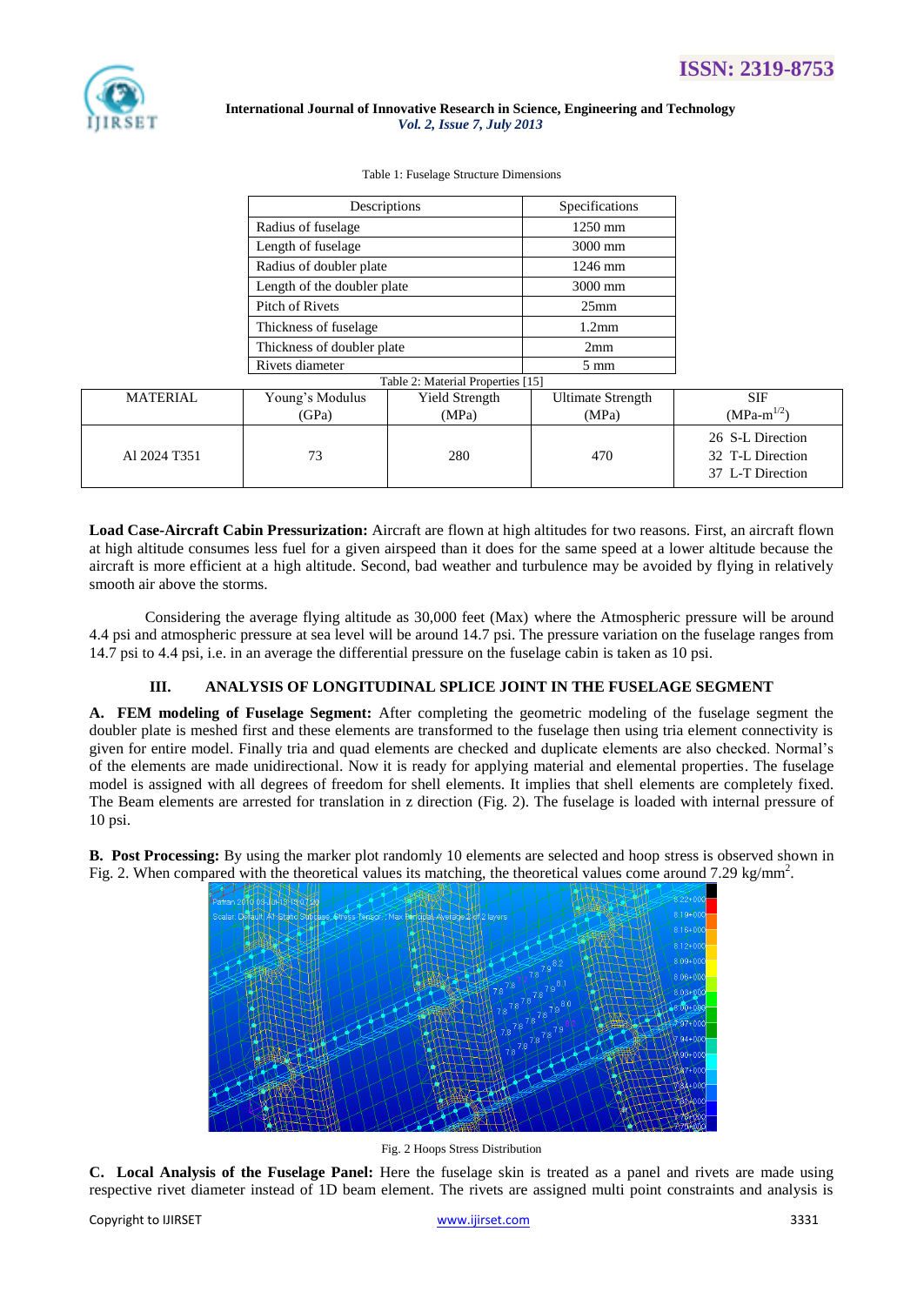Table 1: Fuselage Structure Dimensions

| Descriptions | Specifications |
|---|---|
| Radius of fuselage | 1250 mm |
| Length of fuselage | 3000 mm |
| Radius of doubler plate | 1246 mm |
| Length of the doubler plate | 3000 mm |
| Pitch of Rivets | 25mm |
| Thickness of fuselage | 1.2mm |
| Thickness of doubler plate | 2mm |
| Rivets diameter | 5 mm |

Table 2: Material Properties [15]

| MATERIAL | Young's Modulus (GPa) | Yield Strength (MPa) | Ultimate Strength (MPa) | SIF (MPa-$m^{1/2}$) |
|---|---|---|---|---|
| Al 2024 T351 | 73 | 280 | 470 | 26 S-L Direction<br>32 T-L Direction<br>37 L-T Direction |

**Load Case-Aircraft Cabin Pressurization:** Aircraft are flown at high altitudes for two reasons. First, an aircraft flown at high altitude consumes less fuel for a given airspeed than it does for the same speed at a lower altitude because the aircraft is more efficient at a high altitude. Second, bad weather and turbulence may be avoided by flying in relatively smooth air above the storms.

Considering the average flying altitude as 30,000 feet (Max) where the Atmospheric pressure will be around 4.4 psi and atmospheric pressure at sea level will be around 14.7 psi. The pressure variation on the fuselage ranges from 14.7 psi to 4.4 psi, i.e. in an average the differential pressure on the fuselage cabin is taken as 10 psi.

## III. ANALYSIS OF LONGITUDINAL SPLICE JOINT IN THE FUSELAGE SEGMENT

**A. FEM modeling of Fuselage Segment:** After completing the geometric modeling of the fuselage segment the doubler plate is meshed first and these elements are transformed to the fuselage then using tria element connectivity is given for entire model. Finally tria and quad elements are checked and duplicate elements are also checked. Normal's of the elements are made unidirectional. Now it is ready for applying material and elemental properties. The fuselage model is assigned with all degrees of freedom for shell elements. It implies that shell elements are completely fixed. The Beam elements are arrested for translation in z direction (Fig. 2). The fuselage is loaded with internal pressure of 10 psi.

**B. Post Processing:** By using the marker plot randomly 10 elements are selected and hoop stress is observed shown in Fig. 2. When compared with the theoretical values its matching, the theoretical values come around 7.29 kg/mm$^2$.

Fig. 2 Hoops Stress Distribution

**C. Local Analysis of the Fuselage Panel:** Here the fuselage skin is treated as a panel and rivets are made using respective rivet diameter instead of 1D beam element. The rivets are assigned multi point constraints and analysis is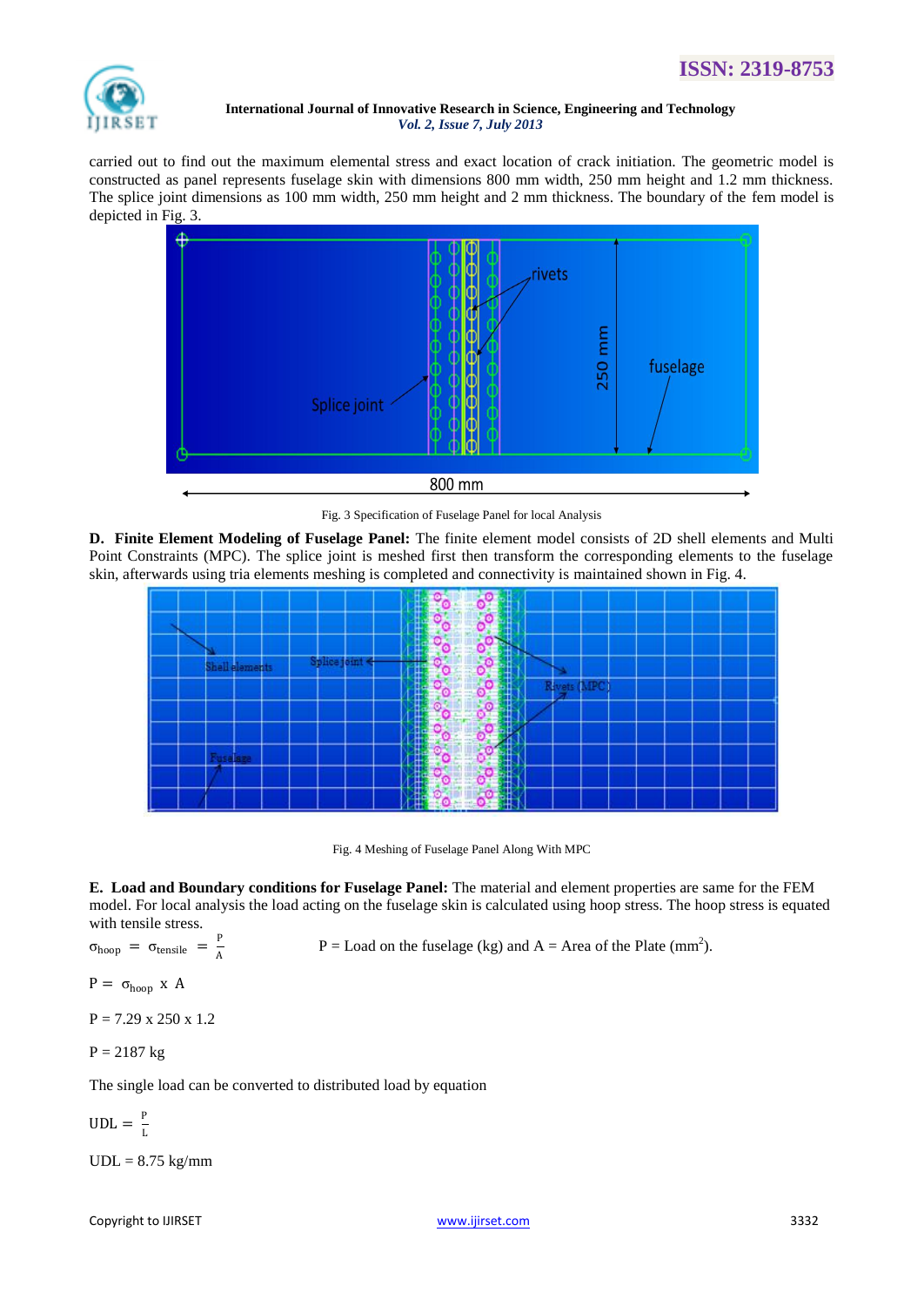carried out to find out the maximum elemental stress and exact location of crack initiation. The geometric model is constructed as panel represents fuselage skin with dimensions 800 mm width, 250 mm height and 1.2 mm thickness. The splice joint dimensions as 100 mm width, 250 mm height and 2 mm thickness. The boundary of the fem model is depicted in Fig. 3.

Fig. 3 Specification of Fuselage Panel for local Analysis

**D. Finite Element Modeling of Fuselage Panel:** The finite element model consists of 2D shell elements and Multi Point Constraints (MPC). The splice joint is meshed first then transform the corresponding elements to the fuselage skin, afterwards using tria elements meshing is completed and connectivity is maintained shown in Fig. 4.

Fig. 4 Meshing of Fuselage Panel Along With MPC

**E. Load and Boundary conditions for Fuselage Panel:** The material and element properties are same for the FEM model. For local analysis the load acting on the fuselage skin is calculated using hoop stress. The hoop stress is equated with tensile stress.

$$\sigma_{hoop} = \sigma_{tensile} = \frac{P}{A}$$

P = Load on the fuselage (kg) and A = Area of the Plate ($mm^2$).

$$P = \sigma_{hoop} \times A$$

$$P = 7.29 \times 250 \times 1.2$$

$$P = 2187 \text{ kg}$$

The single load can be converted to distributed load by equation

$$UDL = \frac{P}{L}$$

$$UDL = 8.75 \text{ kg/mm}$$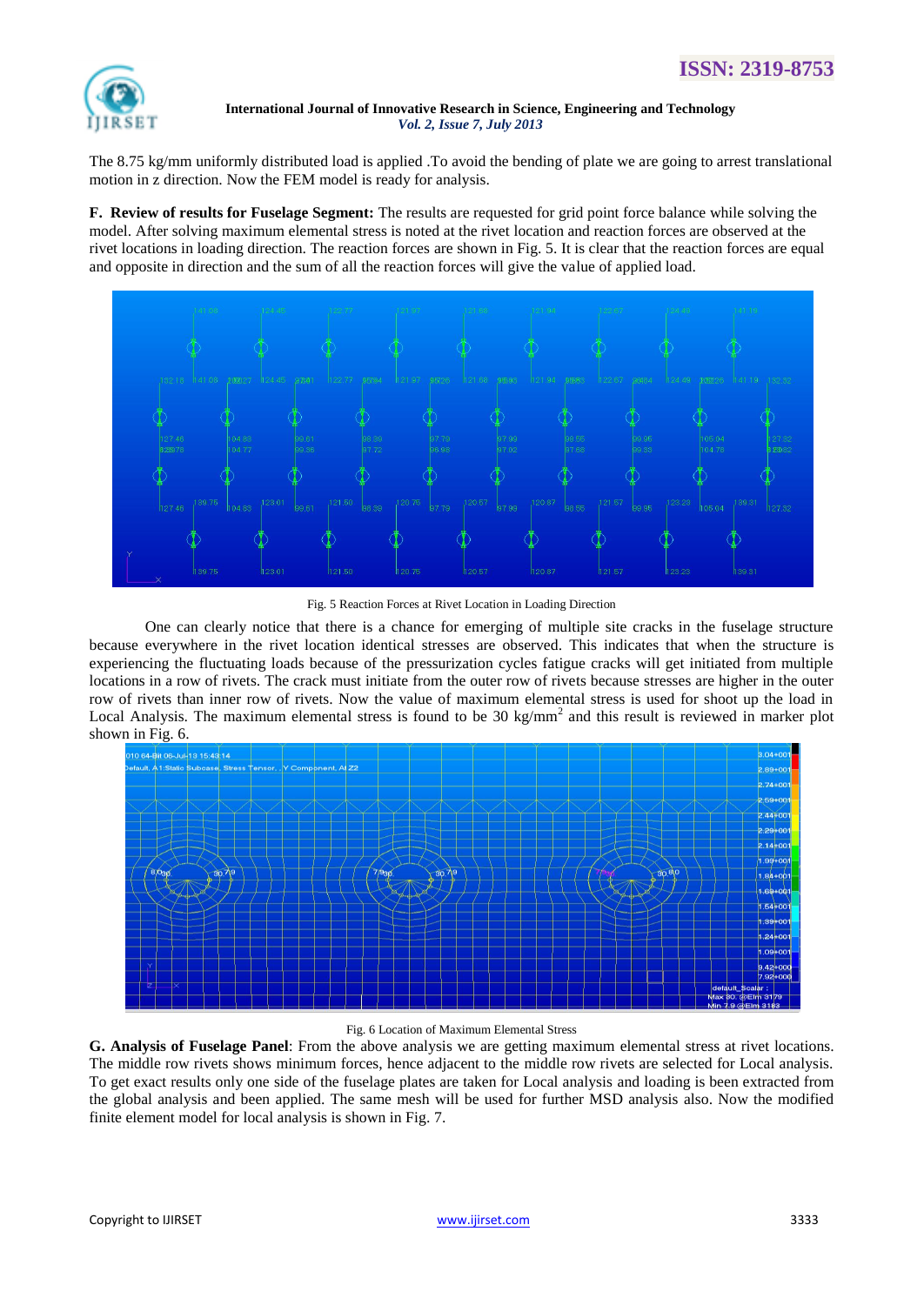The 8.75 kg/mm uniformly distributed load is applied .To avoid the bending of plate we are going to arrest translational motion in z direction. Now the FEM model is ready for analysis.

**F. Review of results for Fuselage Segment:** The results are requested for grid point force balance while solving the model. After solving maximum elemental stress is noted at the rivet location and reaction forces are observed at the rivet locations in loading direction. The reaction forces are shown in Fig. 5. It is clear that the reaction forces are equal and opposite in direction and the sum of all the reaction forces will give the value of applied load.

Fig. 5 Reaction Forces at Rivet Location in Loading Direction

One can clearly notice that there is a chance for emerging of multiple site cracks in the fuselage structure because everywhere in the rivet location identical stresses are observed. This indicates that when the structure is experiencing the fluctuating loads because of the pressurization cycles fatigue cracks will get initiated from multiple locations in a row of rivets. The crack must initiate from the outer row of rivets because stresses are higher in the outer row of rivets than inner row of rivets. Now the value of maximum elemental stress is used for shoot up the load in Local Analysis. The maximum elemental stress is found to be 30 kg/mm$^2$ and this result is reviewed in marker plot shown in Fig. 6.

Fig. 6 Location of Maximum Elemental Stress

**G. Analysis of Fuselage Panel**: From the above analysis we are getting maximum elemental stress at rivet locations. The middle row rivets shows minimum forces, hence adjacent to the middle row rivets are selected for Local analysis. To get exact results only one side of the fuselage plates are taken for Local analysis and loading is been extracted from the global analysis and been applied. The same mesh will be used for further MSD analysis also. Now the modified finite element model for local analysis is shown in Fig. 7.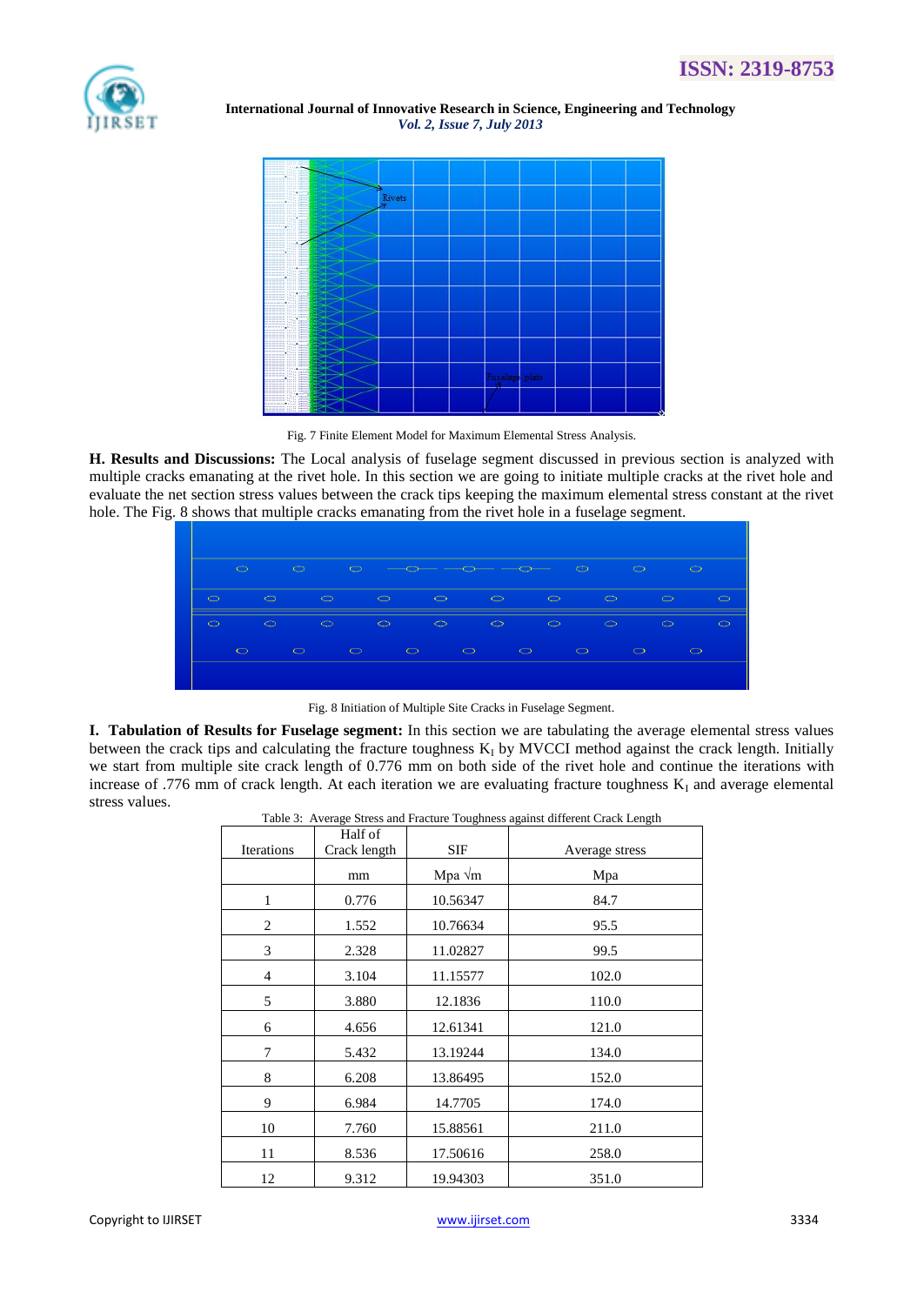Fig. 7 Finite Element Model for Maximum Elemental Stress Analysis.

**H. Results and Discussions:** The Local analysis of fuselage segment discussed in previous section is analyzed with multiple cracks emanating at the rivet hole. In this section we are going to initiate multiple cracks at the rivet hole and evaluate the net section stress values between the crack tips keeping the maximum elemental stress constant at the rivet hole. The Fig. 8 shows that multiple cracks emanating from the rivet hole in a fuselage segment.

Fig. 8 Initiation of Multiple Site Cracks in Fuselage Segment.

**I. Tabulation of Results for Fuselage segment:** In this section we are tabulating the average elemental stress values between the crack tips and calculating the fracture toughness $K_I$ by MVCCI method against the crack length. Initially we start from multiple site crack length of 0.776 mm on both side of the rivet hole and continue the iterations with increase of .776 mm of crack length. At each iteration we are evaluating fracture toughness $K_I$ and average elemental stress values.

Table 3: Average Stress and Fracture Toughness against different Crack Length

| Iterations | Half of Crack length | SIF | Average stress |
|---|---|---|---|
| | mm | Mpa √m | Mpa |
| 1 | 0.776 | 10.56347 | 84.7 |
| 2 | 1.552 | 10.76634 | 95.5 |
| 3 | 2.328 | 11.02827 | 99.5 |
| 4 | 3.104 | 11.15577 | 102.0 |
| 5 | 3.880 | 12.1836 | 110.0 |
| 6 | 4.656 | 12.61341 | 121.0 |
| 7 | 5.432 | 13.19244 | 134.0 |
| 8 | 6.208 | 13.86495 | 152.0 |
| 9 | 6.984 | 14.7705 | 174.0 |
| 10 | 7.760 | 15.88561 | 211.0 |
| 11 | 8.536 | 17.50616 | 258.0 |
| 12 | 9.312 | 19.94303 | 351.0 |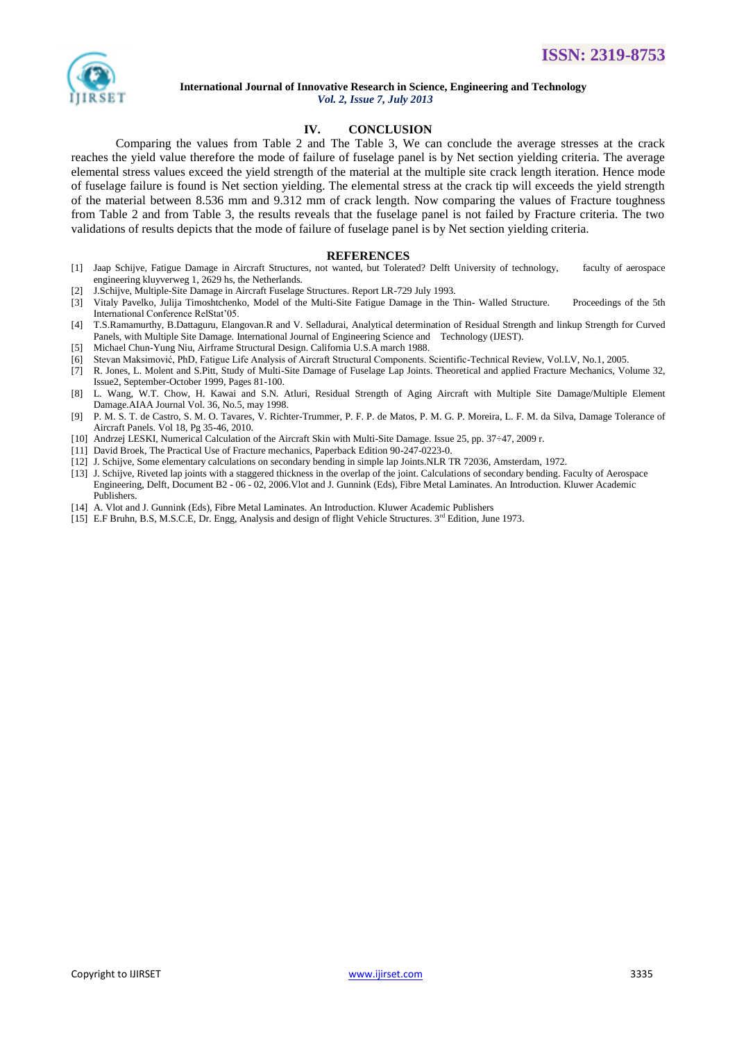## IV. CONCLUSION

Comparing the values from Table 2 and The Table 3, We can conclude the average stresses at the crack reaches the yield value therefore the mode of failure of fuselage panel is by Net section yielding criteria. The average elemental stress values exceed the yield strength of the material at the multiple site crack length iteration. Hence mode of fuselage failure is found is Net section yielding. The elemental stress at the crack tip will exceeds the yield strength of the material between 8.536 mm and 9.312 mm of crack length. Now comparing the values of Fracture toughness from Table 2 and from Table 3, the results reveals that the fuselage panel is not failed by Fracture criteria. The two validations of results depicts that the mode of failure of fuselage panel is by Net section yielding criteria.

## REFERENCES

[1] Jaap Schijve, Fatigue Damage in Aircraft Structures, not wanted, but Tolerated? Delft University of technology, faculty of aerospace engineering kluyverweg 1, 2629 hs, the Netherlands.

[2] J.Schijve, Multiple-Site Damage in Aircraft Fuselage Structures. Report LR-729 July 1993.

[3] Vitaly Pavelko, Julija Timoshtchenko, Model of the Multi-Site Fatigue Damage in the Thin- Walled Structure. Proceedings of the 5th International Conference RelStat'05.

[4] T.S.Ramamurthy, B.Dattaguru, Elangovan.R and V. Selladurai, Analytical determination of Residual Strength and linkup Strength for Curved Panels, with Multiple Site Damage. International Journal of Engineering Science and Technology (IJEST).

[5] Michael Chun-Yung Niu, Airframe Structural Design. California U.S.A march 1988.

[6] Stevan Maksimović, PhD, Fatigue Life Analysis of Aircraft Structural Components. Scientific-Technical Review, Vol.LV, No.1, 2005.

[7] R. Jones, L. Molent and S.Pitt, Study of Multi-Site Damage of Fuselage Lap Joints. Theoretical and applied Fracture Mechanics, Volume 32, Issue2, September-October 1999, Pages 81-100.

[8] L. Wang, W.T. Chow, H. Kawai and S.N. Atluri, Residual Strength of Aging Aircraft with Multiple Site Damage/Multiple Element Damage.AIAA Journal Vol. 36, No.5, may 1998.

[9] P. M. S. T. de Castro, S. M. O. Tavares, V. Richter-Trummer, P. F. P. de Matos, P. M. G. P. Moreira, L. F. M. da Silva, Damage Tolerance of Aircraft Panels. Vol 18, Pg 35-46, 2010.

[10] Andrzej LESKI, Numerical Calculation of the Aircraft Skin with Multi-Site Damage. Issue 25, pp. 37÷47, 2009 r.

[11] David Broek, The Practical Use of Fracture mechanics, Paperback Edition 90-247-0223-0.

[12] J. Schijve, Some elementary calculations on secondary bending in simple lap Joints.NLR TR 72036, Amsterdam, 1972.

[13] J. Schijve, Riveted lap joints with a staggered thickness in the overlap of the joint. Calculations of secondary bending. Faculty of Aerospace Engineering, Delft, Document B2 - 06 - 02, 2006.Vlot and J. Gunnink (Eds), Fibre Metal Laminates. An Introduction. Kluwer Academic Publishers.

[14] A. Vlot and J. Gunnink (Eds), Fibre Metal Laminates. An Introduction. Kluwer Academic Publishers

[15] E.F Bruhn, B.S, M.S.C.E, Dr. Engg, Analysis and design of flight Vehicle Structures. 3rd Edition, June 1973.